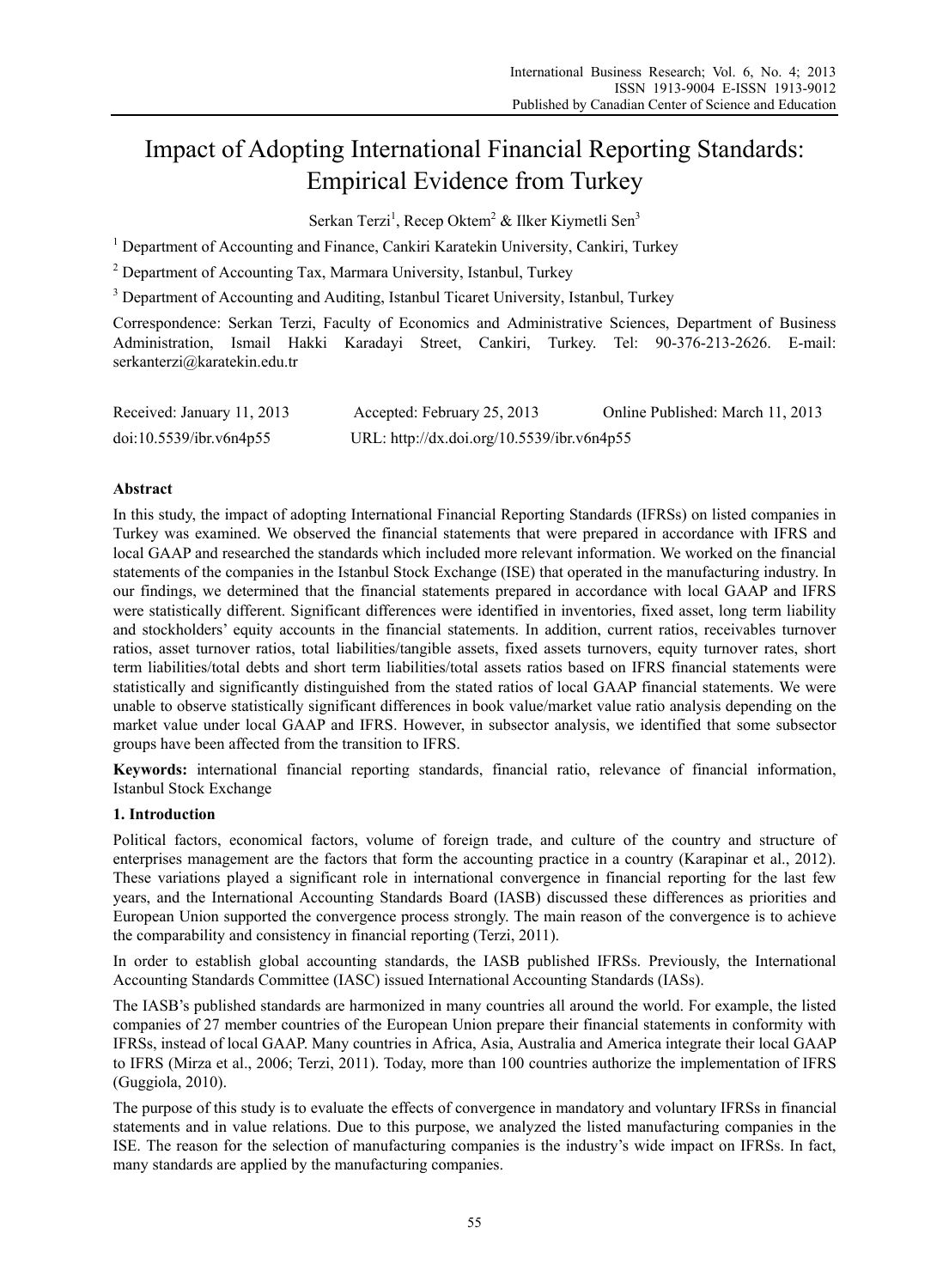# Impact of Adopting International Financial Reporting Standards: Empirical Evidence from Turkey

Serkan Terzi[1], Recep Oktem[2] & Ilker Kiymetli Sen[3]

[1] Department of Accounting and Finance, Cankiri Karatekin University, Cankiri, Turkey

[2] Department of Accounting Tax, Marmara University, Istanbul, Turkey

[3] Department of Accounting and Auditing, Istanbul Ticaret University, Istanbul, Turkey

Correspondence: Serkan Terzi, Faculty of Economics and Administrative Sciences, Department of Business Administration, Ismail Hakki Karadayi Street, Cankiri, Turkey. Tel: 90-376-213-2626. E-mail: serkanterzi@karatekin.edu.tr

Received: January 11, 2013 Accepted: February 25, 2013 Online Published: March 11, 2013

doi:10.5539/ibr.v6n4p55 URL: http://dx.doi.org/10.5539/ibr.v6n4p55

## Abstract

In this study, the impact of adopting International Financial Reporting Standards (IFRSs) on listed companies in Turkey was examined. We observed the financial statements that were prepared in accordance with IFRS and local GAAP and researched the standards which included more relevant information. We worked on the financial statements of the companies in the Istanbul Stock Exchange (ISE) that operated in the manufacturing industry. In our findings, we determined that the financial statements prepared in accordance with local GAAP and IFRS were statistically different. Significant differences were identified in inventories, fixed asset, long term liability and stockholders' equity accounts in the financial statements. In addition, current ratios, receivables turnover ratios, asset turnover ratios, total liabilities/tangible assets, fixed assets turnovers, equity turnover rates, short term liabilities/total debts and short term liabilities/total assets ratios based on IFRS financial statements were statistically and significantly distinguished from the stated ratios of local GAAP financial statements. We were unable to observe statistically significant differences in book value/market value ratio analysis depending on the market value under local GAAP and IFRS. However, in subsector analysis, we identified that some subsector groups have been affected from the transition to IFRS.

**Keywords:** international financial reporting standards, financial ratio, relevance of financial information, Istanbul Stock Exchange

## 1. Introduction

Political factors, economical factors, volume of foreign trade, and culture of the country and structure of enterprises management are the factors that form the accounting practice in a country (Karapinar et al., 2012). These variations played a significant role in international convergence in financial reporting for the last few years, and the International Accounting Standards Board (IASB) discussed these differences as priorities and European Union supported the convergence process strongly. The main reason of the convergence is to achieve the comparability and consistency in financial reporting (Terzi, 2011).

In order to establish global accounting standards, the IASB published IFRSs. Previously, the International Accounting Standards Committee (IASC) issued International Accounting Standards (IASs).

The IASB's published standards are harmonized in many countries all around the world. For example, the listed companies of 27 member countries of the European Union prepare their financial statements in conformity with IFRSs, instead of local GAAP. Many countries in Africa, Asia, Australia and America integrate their local GAAP to IFRS (Mirza et al., 2006; Terzi, 2011). Today, more than 100 countries authorize the implementation of IFRS (Guggiola, 2010).

The purpose of this study is to evaluate the effects of convergence in mandatory and voluntary IFRSs in financial statements and in value relations. Due to this purpose, we analyzed the listed manufacturing companies in the ISE. The reason for the selection of manufacturing companies is the industry's wide impact on IFRSs. In fact, many standards are applied by the manufacturing companies.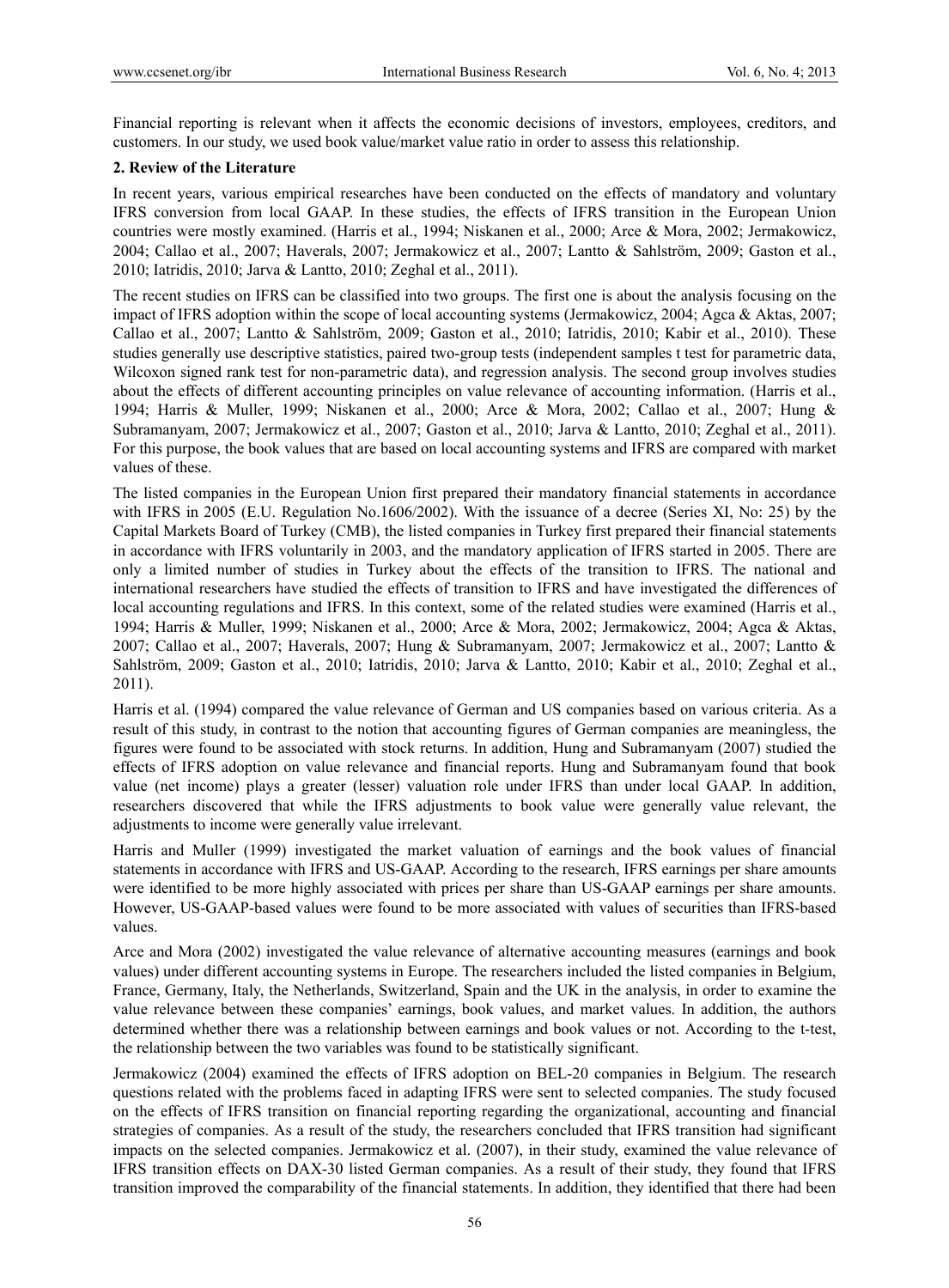Financial reporting is relevant when it affects the economic decisions of investors, employees, creditors, and customers. In our study, we used book value/market value ratio in order to assess this relationship.

## 2. Review of the Literature

In recent years, various empirical researches have been conducted on the effects of mandatory and voluntary IFRS conversion from local GAAP. In these studies, the effects of IFRS transition in the European Union countries were mostly examined. (Harris et al., 1994; Niskanen et al., 2000; Arce & Mora, 2002; Jermakowicz, 2004; Callao et al., 2007; Haverals, 2007; Jermakowicz et al., 2007; Lantto & Sahlström, 2009; Gaston et al., 2010; Iatridis, 2010; Jarva & Lantto, 2010; Zeghal et al., 2011).

The recent studies on IFRS can be classified into two groups. The first one is about the analysis focusing on the impact of IFRS adoption within the scope of local accounting systems (Jermakowicz, 2004; Agca & Aktas, 2007; Callao et al., 2007; Lantto & Sahlström, 2009; Gaston et al., 2010; Iatridis, 2010; Kabir et al., 2010). These studies generally use descriptive statistics, paired two-group tests (independent samples t test for parametric data, Wilcoxon signed rank test for non-parametric data), and regression analysis. The second group involves studies about the effects of different accounting principles on value relevance of accounting information. (Harris et al., 1994; Harris & Muller, 1999; Niskanen et al., 2000; Arce & Mora, 2002; Callao et al., 2007; Hung & Subramanyam, 2007; Jermakowicz et al., 2007; Gaston et al., 2010; Jarva & Lantto, 2010; Zeghal et al., 2011). For this purpose, the book values that are based on local accounting systems and IFRS are compared with market values of these.

The listed companies in the European Union first prepared their mandatory financial statements in accordance with IFRS in 2005 (E.U. Regulation No.1606/2002). With the issuance of a decree (Series XI, No: 25) by the Capital Markets Board of Turkey (CMB), the listed companies in Turkey first prepared their financial statements in accordance with IFRS voluntarily in 2003, and the mandatory application of IFRS started in 2005. There are only a limited number of studies in Turkey about the effects of the transition to IFRS. The national and international researchers have studied the effects of transition to IFRS and have investigated the differences of local accounting regulations and IFRS. In this context, some of the related studies were examined (Harris et al., 1994; Harris & Muller, 1999; Niskanen et al., 2000; Arce & Mora, 2002; Jermakowicz, 2004; Agca & Aktas, 2007; Callao et al., 2007; Haverals, 2007; Hung & Subramanyam, 2007; Jermakowicz et al., 2007; Lantto & Sahlström, 2009; Gaston et al., 2010; Iatridis, 2010; Jarva & Lantto, 2010; Kabir et al., 2010; Zeghal et al., 2011).

Harris et al. (1994) compared the value relevance of German and US companies based on various criteria. As a result of this study, in contrast to the notion that accounting figures of German companies are meaningless, the figures were found to be associated with stock returns. In addition, Hung and Subramanyam (2007) studied the effects of IFRS adoption on value relevance and financial reports. Hung and Subramanyam found that book value (net income) plays a greater (lesser) valuation role under IFRS than under local GAAP. In addition, researchers discovered that while the IFRS adjustments to book value were generally value relevant, the adjustments to income were generally value irrelevant.

Harris and Muller (1999) investigated the market valuation of earnings and the book values of financial statements in accordance with IFRS and US-GAAP. According to the research, IFRS earnings per share amounts were identified to be more highly associated with prices per share than US-GAAP earnings per share amounts. However, US-GAAP-based values were found to be more associated with values of securities than IFRS-based values.

Arce and Mora (2002) investigated the value relevance of alternative accounting measures (earnings and book values) under different accounting systems in Europe. The researchers included the listed companies in Belgium, France, Germany, Italy, the Netherlands, Switzerland, Spain and the UK in the analysis, in order to examine the value relevance between these companies' earnings, book values, and market values. In addition, the authors determined whether there was a relationship between earnings and book values or not. According to the t-test, the relationship between the two variables was found to be statistically significant.

Jermakowicz (2004) examined the effects of IFRS adoption on BEL-20 companies in Belgium. The research questions related with the problems faced in adapting IFRS were sent to selected companies. The study focused on the effects of IFRS transition on financial reporting regarding the organizational, accounting and financial strategies of companies. As a result of the study, the researchers concluded that IFRS transition had significant impacts on the selected companies. Jermakowicz et al. (2007), in their study, examined the value relevance of IFRS transition effects on DAX-30 listed German companies. As a result of their study, they found that IFRS transition improved the comparability of the financial statements. In addition, they identified that there had been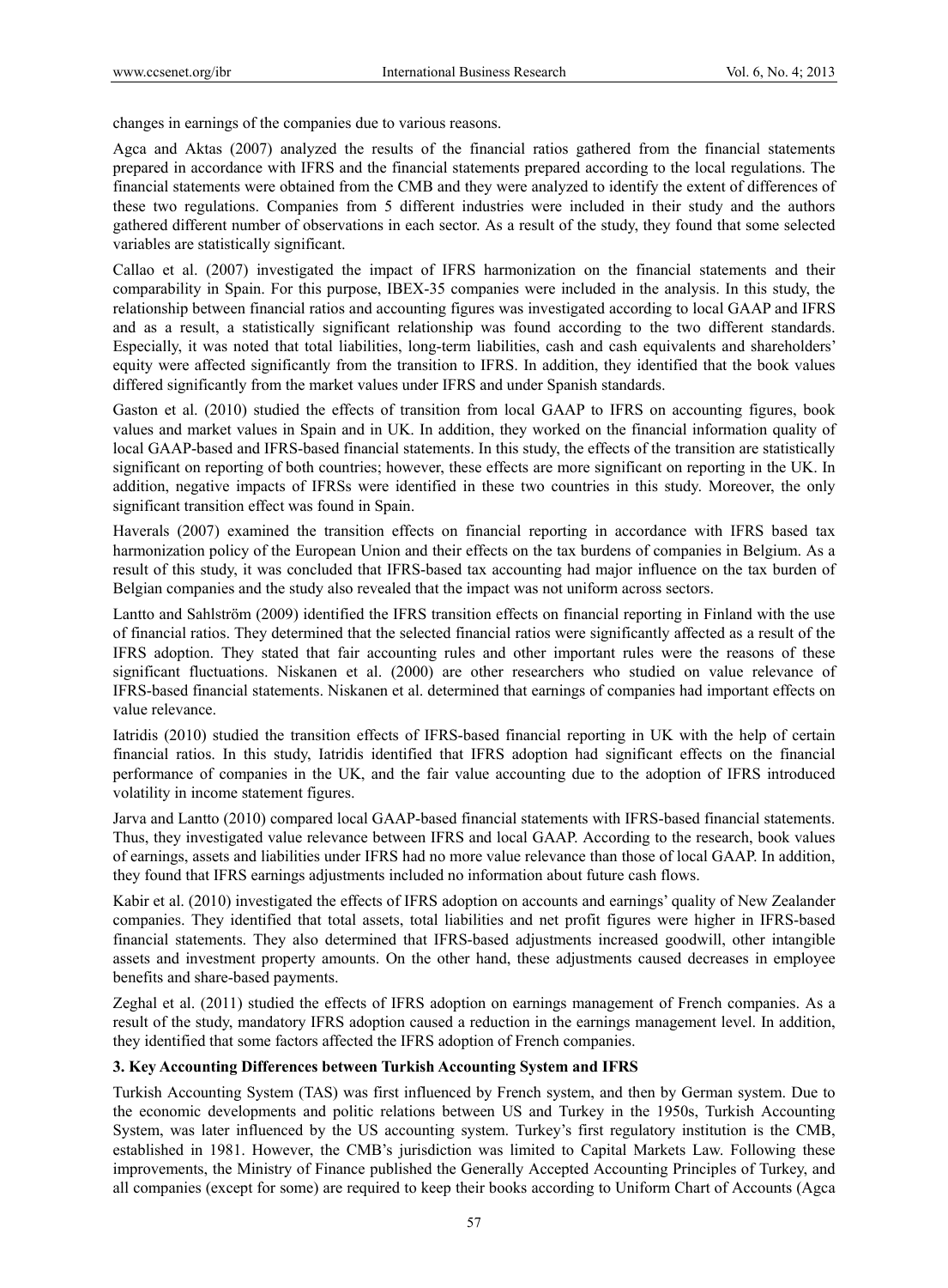changes in earnings of the companies due to various reasons.

Agca and Aktas (2007) analyzed the results of the financial ratios gathered from the financial statements prepared in accordance with IFRS and the financial statements prepared according to the local regulations. The financial statements were obtained from the CMB and they were analyzed to identify the extent of differences of these two regulations. Companies from 5 different industries were included in their study and the authors gathered different number of observations in each sector. As a result of the study, they found that some selected variables are statistically significant.

Callao et al. (2007) investigated the impact of IFRS harmonization on the financial statements and their comparability in Spain. For this purpose, IBEX-35 companies were included in the analysis. In this study, the relationship between financial ratios and accounting figures was investigated according to local GAAP and IFRS and as a result, a statistically significant relationship was found according to the two different standards. Especially, it was noted that total liabilities, long-term liabilities, cash and cash equivalents and shareholders' equity were affected significantly from the transition to IFRS. In addition, they identified that the book values differed significantly from the market values under IFRS and under Spanish standards.

Gaston et al. (2010) studied the effects of transition from local GAAP to IFRS on accounting figures, book values and market values in Spain and in UK. In addition, they worked on the financial information quality of local GAAP-based and IFRS-based financial statements. In this study, the effects of the transition are statistically significant on reporting of both countries; however, these effects are more significant on reporting in the UK. In addition, negative impacts of IFRSs were identified in these two countries in this study. Moreover, the only significant transition effect was found in Spain.

Haverals (2007) examined the transition effects on financial reporting in accordance with IFRS based tax harmonization policy of the European Union and their effects on the tax burdens of companies in Belgium. As a result of this study, it was concluded that IFRS-based tax accounting had major influence on the tax burden of Belgian companies and the study also revealed that the impact was not uniform across sectors.

Lantto and Sahlström (2009) identified the IFRS transition effects on financial reporting in Finland with the use of financial ratios. They determined that the selected financial ratios were significantly affected as a result of the IFRS adoption. They stated that fair accounting rules and other important rules were the reasons of these significant fluctuations. Niskanen et al. (2000) are other researchers who studied on value relevance of IFRS-based financial statements. Niskanen et al. determined that earnings of companies had important effects on value relevance.

Iatridis (2010) studied the transition effects of IFRS-based financial reporting in UK with the help of certain financial ratios. In this study, Iatridis identified that IFRS adoption had significant effects on the financial performance of companies in the UK, and the fair value accounting due to the adoption of IFRS introduced volatility in income statement figures.

Jarva and Lantto (2010) compared local GAAP-based financial statements with IFRS-based financial statements. Thus, they investigated value relevance between IFRS and local GAAP. According to the research, book values of earnings, assets and liabilities under IFRS had no more value relevance than those of local GAAP. In addition, they found that IFRS earnings adjustments included no information about future cash flows.

Kabir et al. (2010) investigated the effects of IFRS adoption on accounts and earnings' quality of New Zealander companies. They identified that total assets, total liabilities and net profit figures were higher in IFRS-based financial statements. They also determined that IFRS-based adjustments increased goodwill, other intangible assets and investment property amounts. On the other hand, these adjustments caused decreases in employee benefits and share-based payments.

Zeghal et al. (2011) studied the effects of IFRS adoption on earnings management of French companies. As a result of the study, mandatory IFRS adoption caused a reduction in the earnings management level. In addition, they identified that some factors affected the IFRS adoption of French companies.

## 3. Key Accounting Differences between Turkish Accounting System and IFRS

Turkish Accounting System (TAS) was first influenced by French system, and then by German system. Due to the economic developments and politic relations between US and Turkey in the 1950s, Turkish Accounting System, was later influenced by the US accounting system. Turkey's first regulatory institution is the CMB, established in 1981. However, the CMB's jurisdiction was limited to Capital Markets Law. Following these improvements, the Ministry of Finance published the Generally Accepted Accounting Principles of Turkey, and all companies (except for some) are required to keep their books according to Uniform Chart of Accounts (Agca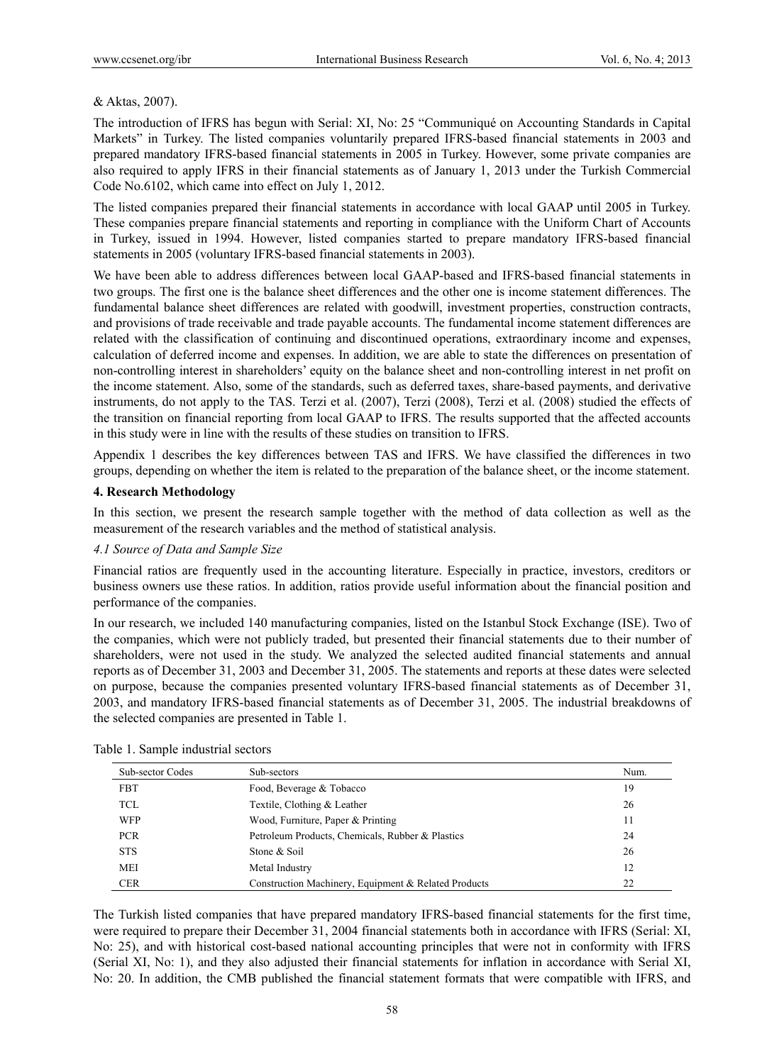& Aktas, 2007).

The introduction of IFRS has begun with Serial: XI, No: 25 "Communiqué on Accounting Standards in Capital Markets" in Turkey. The listed companies voluntarily prepared IFRS-based financial statements in 2003 and prepared mandatory IFRS-based financial statements in 2005 in Turkey. However, some private companies are also required to apply IFRS in their financial statements as of January 1, 2013 under the Turkish Commercial Code No.6102, which came into effect on July 1, 2012.

The listed companies prepared their financial statements in accordance with local GAAP until 2005 in Turkey. These companies prepare financial statements and reporting in compliance with the Uniform Chart of Accounts in Turkey, issued in 1994. However, listed companies started to prepare mandatory IFRS-based financial statements in 2005 (voluntary IFRS-based financial statements in 2003).

We have been able to address differences between local GAAP-based and IFRS-based financial statements in two groups. The first one is the balance sheet differences and the other one is income statement differences. The fundamental balance sheet differences are related with goodwill, investment properties, construction contracts, and provisions of trade receivable and trade payable accounts. The fundamental income statement differences are related with the classification of continuing and discontinued operations, extraordinary income and expenses, calculation of deferred income and expenses. In addition, we are able to state the differences on presentation of non-controlling interest in shareholders' equity on the balance sheet and non-controlling interest in net profit on the income statement. Also, some of the standards, such as deferred taxes, share-based payments, and derivative instruments, do not apply to the TAS. Terzi et al. (2007), Terzi (2008), Terzi et al. (2008) studied the effects of the transition on financial reporting from local GAAP to IFRS. The results supported that the affected accounts in this study were in line with the results of these studies on transition to IFRS.

Appendix 1 describes the key differences between TAS and IFRS. We have classified the differences in two groups, depending on whether the item is related to the preparation of the balance sheet, or the income statement.

## 4. Research Methodology

In this section, we present the research sample together with the method of data collection as well as the measurement of the research variables and the method of statistical analysis.

### *4.1 Source of Data and Sample Size*

Financial ratios are frequently used in the accounting literature. Especially in practice, investors, creditors or business owners use these ratios. In addition, ratios provide useful information about the financial position and performance of the companies.

In our research, we included 140 manufacturing companies, listed on the Istanbul Stock Exchange (ISE). Two of the companies, which were not publicly traded, but presented their financial statements due to their number of shareholders, were not used in the study. We analyzed the selected audited financial statements and annual reports as of December 31, 2003 and December 31, 2005. The statements and reports at these dates were selected on purpose, because the companies presented voluntary IFRS-based financial statements as of December 31, 2003, and mandatory IFRS-based financial statements as of December 31, 2005. The industrial breakdowns of the selected companies are presented in Table 1.

Table 1. Sample industrial sectors

| Sub-sector Codes | Sub-sectors | Num. |
|---|---|---|
| FBT | Food, Beverage & Tobacco | 19 |
| TCL | Textile, Clothing & Leather | 26 |
| WFP | Wood, Furniture, Paper & Printing | 11 |
| PCR | Petroleum Products, Chemicals, Rubber & Plastics | 24 |
| STS | Stone & Soil | 26 |
| MEI | Metal Industry | 12 |
| CER | Construction Machinery, Equipment & Related Products | 22 |

The Turkish listed companies that have prepared mandatory IFRS-based financial statements for the first time, were required to prepare their December 31, 2004 financial statements both in accordance with IFRS (Serial: XI, No: 25), and with historical cost-based national accounting principles that were not in conformity with IFRS (Serial XI, No: 1), and they also adjusted their financial statements for inflation in accordance with Serial XI, No: 20. In addition, the CMB published the financial statement formats that were compatible with IFRS, and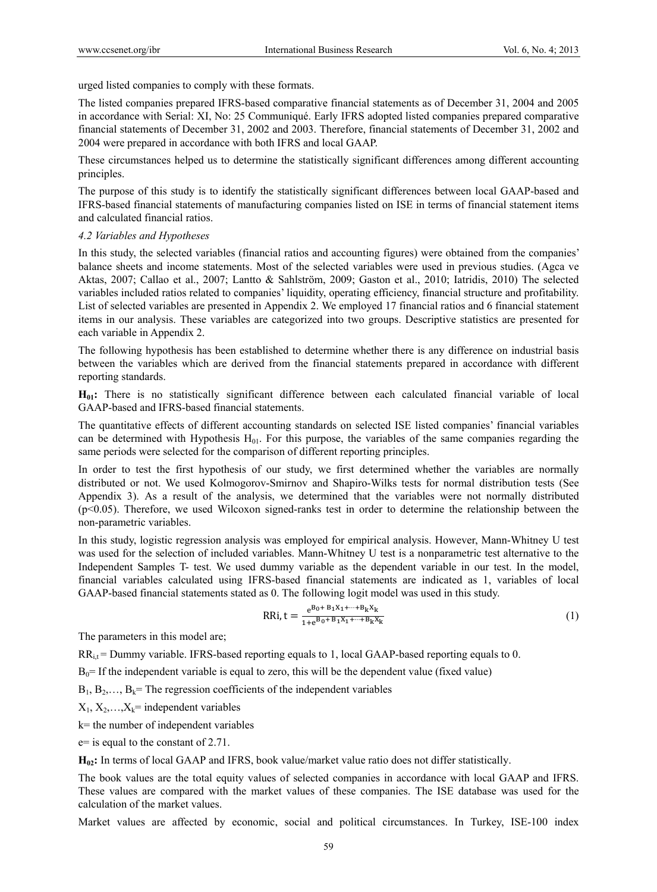urged listed companies to comply with these formats.

The listed companies prepared IFRS-based comparative financial statements as of December 31, 2004 and 2005 in accordance with Serial: XI, No: 25 Communiqué. Early IFRS adopted listed companies prepared comparative financial statements of December 31, 2002 and 2003. Therefore, financial statements of December 31, 2002 and 2004 were prepared in accordance with both IFRS and local GAAP.

These circumstances helped us to determine the statistically significant differences among different accounting principles.

The purpose of this study is to identify the statistically significant differences between local GAAP-based and IFRS-based financial statements of manufacturing companies listed on ISE in terms of financial statement items and calculated financial ratios.

### *4.2 Variables and Hypotheses*

In this study, the selected variables (financial ratios and accounting figures) were obtained from the companies' balance sheets and income statements. Most of the selected variables were used in previous studies. (Agca ve Aktas, 2007; Callao et al., 2007; Lantto & Sahlström, 2009; Gaston et al., 2010; Iatridis, 2010) The selected variables included ratios related to companies' liquidity, operating efficiency, financial structure and profitability. List of selected variables are presented in Appendix 2. We employed 17 financial ratios and 6 financial statement items in our analysis. These variables are categorized into two groups. Descriptive statistics are presented for each variable in Appendix 2.

The following hypothesis has been established to determine whether there is any difference on industrial basis between the variables which are derived from the financial statements prepared in accordance with different reporting standards.

**$H_{01}$:** There is no statistically significant difference between each calculated financial variable of local GAAP-based and IFRS-based financial statements.

The quantitative effects of different accounting standards on selected ISE listed companies' financial variables can be determined with Hypothesis $H_{01}$. For this purpose, the variables of the same companies regarding the same periods were selected for the comparison of different reporting principles.

In order to test the first hypothesis of our study, we first determined whether the variables are normally distributed or not. We used Kolmogorov-Smirnov and Shapiro-Wilks tests for normal distribution tests (See Appendix 3). As a result of the analysis, we determined that the variables were not normally distributed ($p<0.05$). Therefore, we used Wilcoxon signed-ranks test in order to determine the relationship between the non-parametric variables.

In this study, logistic regression analysis was employed for empirical analysis. However, Mann-Whitney U test was used for the selection of included variables. Mann-Whitney U test is a nonparametric test alternative to the Independent Samples T- test. We used dummy variable as the dependent variable in our test. In the model, financial variables calculated using IFRS-based financial statements are indicated as 1, variables of local GAAP-based financial statements stated as 0. The following logit model was used in this study.

$$\mathrm{RRi,t} = \frac{e^{B_0 + B_1X_1 + \cdots + B_kX_k}}{1 + e^{B_0 + B_1X_1 + \cdots + B_kX_k}} \tag{1}$$

The parameters in this model are;

$RR_{i,t}$ = Dummy variable. IFRS-based reporting equals to 1, local GAAP-based reporting equals to 0.

$B_0$= If the independent variable is equal to zero, this will be the dependent value (fixed value)

$B_1, B_2, \ldots, B_k$= The regression coefficients of the independent variables

$X_1, X_2, \ldots, X_k$= independent variables

k= the number of independent variables

e= is equal to the constant of 2.71.

**$H_{02}$:** In terms of local GAAP and IFRS, book value/market value ratio does not differ statistically.

The book values are the total equity values of selected companies in accordance with local GAAP and IFRS. These values are compared with the market values of these companies. The ISE database was used for the calculation of the market values.

Market values are affected by economic, social and political circumstances. In Turkey, ISE-100 index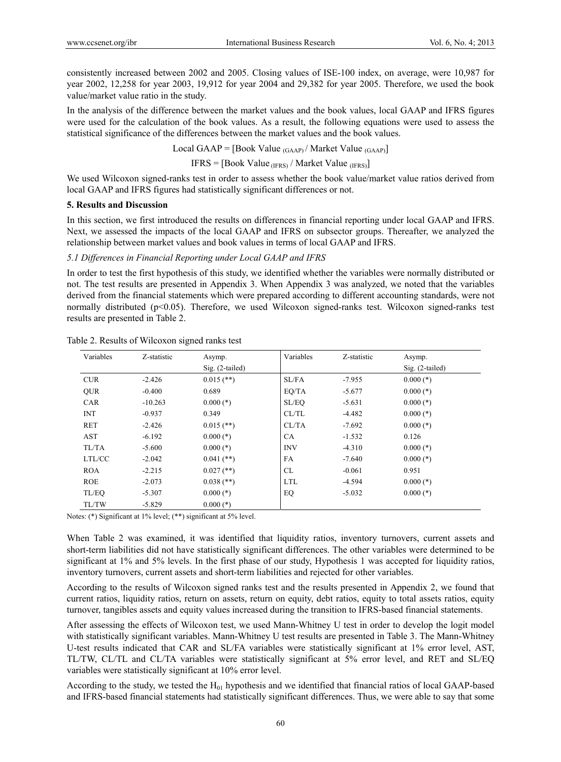consistently increased between 2002 and 2005. Closing values of ISE-100 index, on average, were 10,987 for year 2002, 12,258 for year 2003, 19,912 for year 2004 and 29,382 for year 2005. Therefore, we used the book value/market value ratio in the study.

In the analysis of the difference between the market values and the book values, local GAAP and IFRS figures were used for the calculation of the book values. As a result, the following equations were used to assess the statistical significance of the differences between the market values and the book values.

$$\text{Local GAAP} = [\text{Book Value}_{(GAAP)} / \text{Market Value}_{(GAAP)}]$$

$$\text{IFRS} = [\text{Book Value}_{(IFRS)} / \text{Market Value}_{(IFRS)}]$$

We used Wilcoxon signed-ranks test in order to assess whether the book value/market value ratios derived from local GAAP and IFRS figures had statistically significant differences or not.

## 5. Results and Discussion

In this section, we first introduced the results on differences in financial reporting under local GAAP and IFRS. Next, we assessed the impacts of the local GAAP and IFRS on subsector groups. Thereafter, we analyzed the relationship between market values and book values in terms of local GAAP and IFRS.

### *5.1 Differences in Financial Reporting under Local GAAP and IFRS*

In order to test the first hypothesis of this study, we identified whether the variables were normally distributed or not. The test results are presented in Appendix 3. When Appendix 3 was analyzed, we noted that the variables derived from the financial statements which were prepared according to different accounting standards, were not normally distributed ($p<0.05$). Therefore, we used Wilcoxon signed-ranks test. Wilcoxon signed-ranks test results are presented in Table 2.

Table 2. Results of Wilcoxon signed ranks test

| Variables | Z-statistic | Asymp. Sig. (2-tailed) | Variables | Z-statistic | Asymp. Sig. (2-tailed) |
|---|---|---|---|---|---|
| CUR | -2.426 | 0.015 (**) | SL/FA | -7.955 | 0.000 (*) |
| QUR | -0.400 | 0.689 | EQ/TA | -5.677 | 0.000 (*) |
| CAR | -10.263 | 0.000 (*) | SL/EQ | -5.631 | 0.000 (*) |
| INT | -0.937 | 0.349 | CL/TL | -4.482 | 0.000 (*) |
| RET | -2.426 | 0.015 (**) | CL/TA | -7.692 | 0.000 (*) |
| AST | -6.192 | 0.000 (*) | CA | -1.532 | 0.126 |
| TL/TA | -5.600 | 0.000 (*) | INV | -4.310 | 0.000 (*) |
| LTL/CC | -2.042 | 0.041 (**) | FA | -7.640 | 0.000 (*) |
| ROA | -2.215 | 0.027 (**) | CL | -0.061 | 0.951 |
| ROE | -2.073 | 0.038 (**) | LTL | -4.594 | 0.000 (*) |
| TL/EQ | -5.307 | 0.000 (*) | EQ | -5.032 | 0.000 (*) |
| TL/TW | -5.829 | 0.000 (*) | | | |

Notes: (*) Significant at 1% level; (**) significant at 5% level.

When Table 2 was examined, it was identified that liquidity ratios, inventory turnovers, current assets and short-term liabilities did not have statistically significant differences. The other variables were determined to be significant at 1% and 5% levels. In the first phase of our study, Hypothesis 1 was accepted for liquidity ratios, inventory turnovers, current assets and short-term liabilities and rejected for other variables.

According to the results of Wilcoxon signed ranks test and the results presented in Appendix 2, we found that current ratios, liquidity ratios, return on assets, return on equity, debt ratios, equity to total assets ratios, equity turnover, tangibles assets and equity values increased during the transition to IFRS-based financial statements.

After assessing the effects of Wilcoxon test, we used Mann-Whitney U test in order to develop the logit model with statistically significant variables. Mann-Whitney U test results are presented in Table 3. The Mann-Whitney U-test results indicated that CAR and SL/FA variables were statistically significant at 1% error level, AST, TL/TW, CL/TL and CL/TA variables were statistically significant at 5% error level, and RET and SL/EQ variables were statistically significant at 10% error level.

According to the study, we tested the $H_{01}$ hypothesis and we identified that financial ratios of local GAAP-based and IFRS-based financial statements had statistically significant differences. Thus, we were able to say that some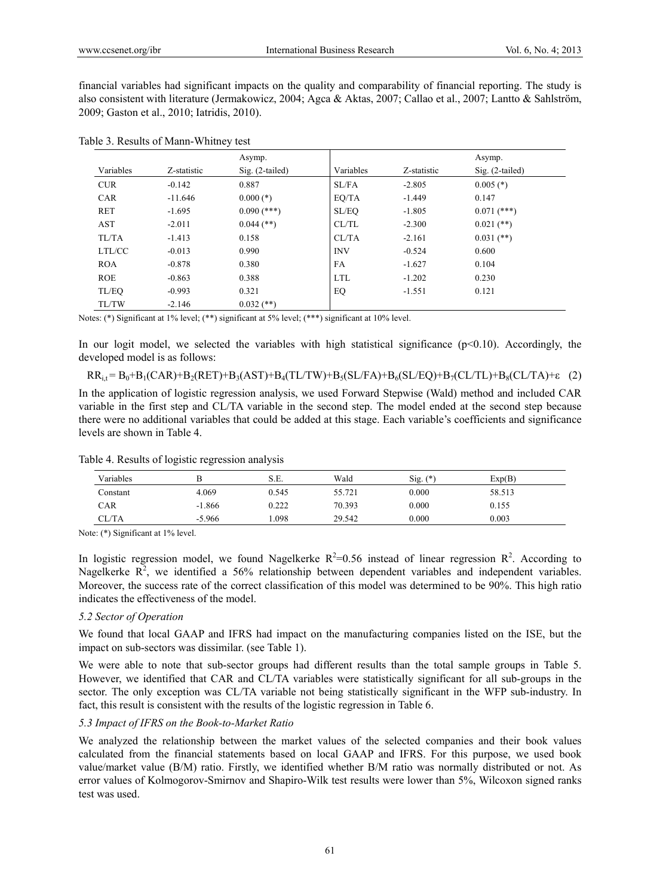financial variables had significant impacts on the quality and comparability of financial reporting. The study is also consistent with literature (Jermakowicz, 2004; Agca & Aktas, 2007; Callao et al., 2007; Lantto & Sahlström, 2009; Gaston et al., 2010; Iatridis, 2010).

Table 3. Results of Mann-Whitney test

| Variables | Z-statistic | Asymp. Sig. (2-tailed) | Variables | Z-statistic | Asymp. Sig. (2-tailed) |
|---|---|---|---|---|---|
| CUR | -0.142 | 0.887 | SL/FA | -2.805 | 0.005 (*) |
| CAR | -11.646 | 0.000 (*) | EQ/TA | -1.449 | 0.147 |
| RET | -1.695 | 0.090 (***) | SL/EQ | -1.805 | 0.071 (***) |
| AST | -2.011 | 0.044 (**) | CL/TL | -2.300 | 0.021 (**) |
| TL/TA | -1.413 | 0.158 | CL/TA | -2.161 | 0.031 (**) |
| LTL/CC | -0.013 | 0.990 | INV | -0.524 | 0.600 |
| ROA | -0.878 | 0.380 | FA | -1.627 | 0.104 |
| ROE | -0.863 | 0.388 | LTL | -1.202 | 0.230 |
| TL/EQ | -0.993 | 0.321 | EQ | -1.551 | 0.121 |
| TL/TW | -2.146 | 0.032 (**) | | | |

Notes: (*) Significant at 1% level; (**) significant at 5% level; (***) significant at 10% level.

In our logit model, we selected the variables with high statistical significance ($p<0.10$). Accordingly, the developed model is as follows:

$$RR_{i,t} = B_0+B_1(CAR)+B_2(RET)+B_3(AST)+B_4(TL/TW)+B_5(SL/FA)+B_6(SL/EQ)+B_7(CL/TL)+B_8(CL/TA)+\varepsilon \quad (2)$$

In the application of logistic regression analysis, we used Forward Stepwise (Wald) method and included CAR variable in the first step and CL/TA variable in the second step. The model ended at the second step because there were no additional variables that could be added at this stage. Each variable's coefficients and significance levels are shown in Table 4.

Table 4. Results of logistic regression analysis

| Variables | B | S.E. | Wald | Sig. (*) | Exp(B) |
|---|---|---|---|---|---|
| Constant | 4.069 | 0.545 | 55.721 | 0.000 | 58.513 |
| CAR | -1.866 | 0.222 | 70.393 | 0.000 | 0.155 |
| CL/TA | -5.966 | 1.098 | 29.542 | 0.000 | 0.003 |

Note: (*) Significant at 1% level.

In logistic regression model, we found Nagelkerke $R^2$=0.56 instead of linear regression $R^2$. According to Nagelkerke $R^2$, we identified a 56% relationship between dependent variables and independent variables. Moreover, the success rate of the correct classification of this model was determined to be 90%. This high ratio indicates the effectiveness of the model.

### 5.2 Sector of Operation

We found that local GAAP and IFRS had impact on the manufacturing companies listed on the ISE, but the impact on sub-sectors was dissimilar. (see Table 1).

We were able to note that sub-sector groups had different results than the total sample groups in Table 5. However, we identified that CAR and CL/TA variables were statistically significant for all sub-groups in the sector. The only exception was CL/TA variable not being statistically significant in the WFP sub-industry. In fact, this result is consistent with the results of the logistic regression in Table 6.

### 5.3 Impact of IFRS on the Book-to-Market Ratio

We analyzed the relationship between the market values of the selected companies and their book values calculated from the financial statements based on local GAAP and IFRS. For this purpose, we used book value/market value (B/M) ratio. Firstly, we identified whether B/M ratio was normally distributed or not. As error values of Kolmogorov-Smirnov and Shapiro-Wilk test results were lower than 5%, Wilcoxon signed ranks test was used.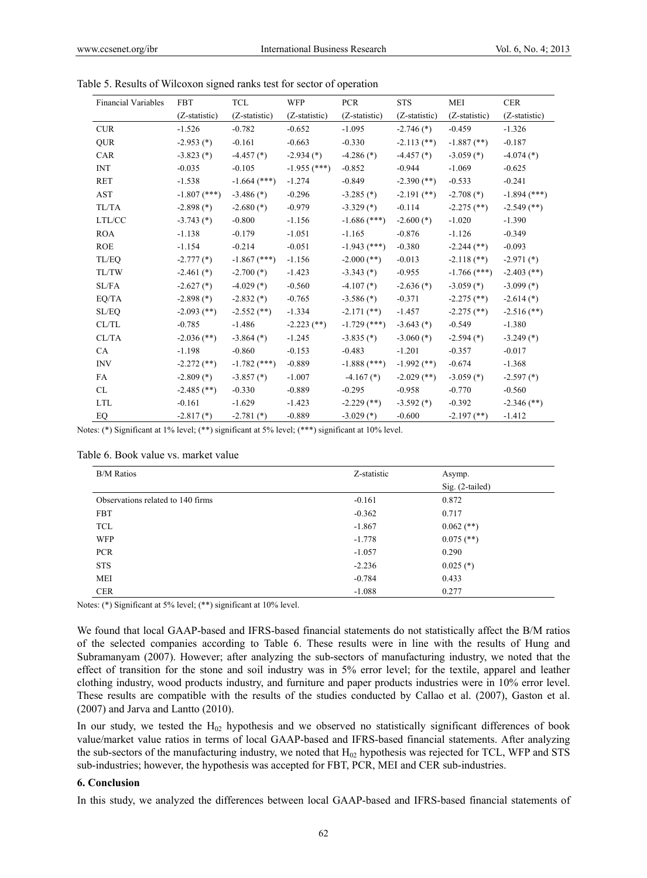Table 5. Results of Wilcoxon signed ranks test for sector of operation

| Financial Variables | FBT (Z-statistic) | TCL (Z-statistic) | WFP (Z-statistic) | PCR (Z-statistic) | STS (Z-statistic) | MEI (Z-statistic) | CER (Z-statistic) |
|---|---|---|---|---|---|---|---|
| CUR | -1.526 | -0.782 | -0.652 | -1.095 | -2.746 (*) | -0.459 | -1.326 |
| QUR | -2.953 (*) | -0.161 | -0.663 | -0.330 | -2.113 (**) | -1.887 (**) | -0.187 |
| CAR | -3.823 (*) | -4.457 (*) | -2.934 (*) | -4.286 (*) | -4.457 (*) | -3.059 (*) | -4.074 (*) |
| INT | -0.035 | -0.105 | -1.955 (***) | -0.852 | -0.944 | -1.069 | -0.625 |
| RET | -1.538 | -1.664 (***) | -1.274 | -0.849 | -2.390 (**) | -0.533 | -0.241 |
| AST | -1.807 (***) | -3.486 (*) | -0.296 | -3.285 (*) | -2.191 (**) | -2.708 (*) | -1.894 (***) |
| TL/TA | -2.898 (*) | -2.680 (*) | -0.979 | -3.329 (*) | -0.114 | -2.275 (**) | -2.549 (**) |
| LTL/CC | -3.743 (*) | -0.800 | -1.156 | -1.686 (***) | -2.600 (*) | -1.020 | -1.390 |
| ROA | -1.138 | -0.179 | -1.051 | -1.165 | -0.876 | -1.126 | -0.349 |
| ROE | -1.154 | -0.214 | -0.051 | -1.943 (***) | -0.380 | -2.244 (**) | -0.093 |
| TL/EQ | -2.777 (*) | -1.867 (***) | -1.156 | -2.000 (**) | -0.013 | -2.118 (**) | -2.971 (*) |
| TL/TW | -2.461 (*) | -2.700 (*) | -1.423 | -3.343 (*) | -0.955 | -1.766 (***) | -2.403 (**) |
| SL/FA | -2.627 (*) | -4.029 (*) | -0.560 | -4.107 (*) | -2.636 (*) | -3.059 (*) | -3.099 (*) |
| EQ/TA | -2.898 (*) | -2.832 (*) | -0.765 | -3.586 (*) | -0.371 | -2.275 (**) | -2.614 (*) |
| SL/EQ | -2.093 (**) | -2.552 (**) | -1.334 | -2.171 (**) | -1.457 | -2.275 (**) | -2.516 (**) |
| CL/TL | -0.785 | -1.486 | -2.223 (**) | -1.729 (***) | -3.643 (*) | -0.549 | -1.380 |
| CL/TA | -2.036 (**) | -3.864 (*) | -1.245 | -3.835 (*) | -3.060 (*) | -2.594 (*) | -3.249 (*) |
| CA | -1.198 | -0.860 | -0.153 | -0.483 | -1.201 | -0.357 | -0.017 |
| INV | -2.272 (**) | -1.782 (***) | -0.889 | -1.888 (***) | -1.992 (**) | -0.674 | -1.368 |
| FA | -2.809 (*) | -3.857 (*) | -1.007 | -4.167 (*) | -2.029 (**) | -3.059 (*) | -2.597 (*) |
| CL | -2.485 (**) | -0.330 | -0.889 | -0.295 | -0.958 | -0.770 | -0.560 |
| LTL | -0.161 | -1.629 | -1.423 | -2.229 (**) | -3.592 (*) | -0.392 | -2.346 (**) |
| EQ | -2.817 (*) | -2.781 (*) | -0.889 | -3.029 (*) | -0.600 | -2.197 (**) | -1.412 |

Notes: (*) Significant at 1% level; (**) significant at 5% level; (***) significant at 10% level.

Table 6. Book value vs. market value

| B/M Ratios | Z-statistic | Asymp. Sig. (2-tailed) |
|---|---|---|
| Observations related to 140 firms | -0.161 | 0.872 |
| FBT | -0.362 | 0.717 |
| TCL | -1.867 | 0.062 (**) |
| WFP | -1.778 | 0.075 (**) |
| PCR | -1.057 | 0.290 |
| STS | -2.236 | 0.025 (*) |
| MEI | -0.784 | 0.433 |
| CER | -1.088 | 0.277 |

Notes: (*) Significant at 5% level; (**) significant at 10% level.

We found that local GAAP-based and IFRS-based financial statements do not statistically affect the B/M ratios of the selected companies according to Table 6. These results were in line with the results of Hung and Subramanyam (2007). However; after analyzing the sub-sectors of manufacturing industry, we noted that the effect of transition for the stone and soil industry was in 5% error level; for the textile, apparel and leather clothing industry, wood products industry, and furniture and paper products industries were in 10% error level. These results are compatible with the results of the studies conducted by Callao et al. (2007), Gaston et al. (2007) and Jarva and Lantto (2010).

In our study, we tested the $H_{02}$ hypothesis and we observed no statistically significant differences of book value/market value ratios in terms of local GAAP-based and IFRS-based financial statements. After analyzing the sub-sectors of the manufacturing industry, we noted that $H_{02}$ hypothesis was rejected for TCL, WFP and STS sub-industries; however, the hypothesis was accepted for FBT, PCR, MEI and CER sub-industries.

## 6. Conclusion

In this study, we analyzed the differences between local GAAP-based and IFRS-based financial statements of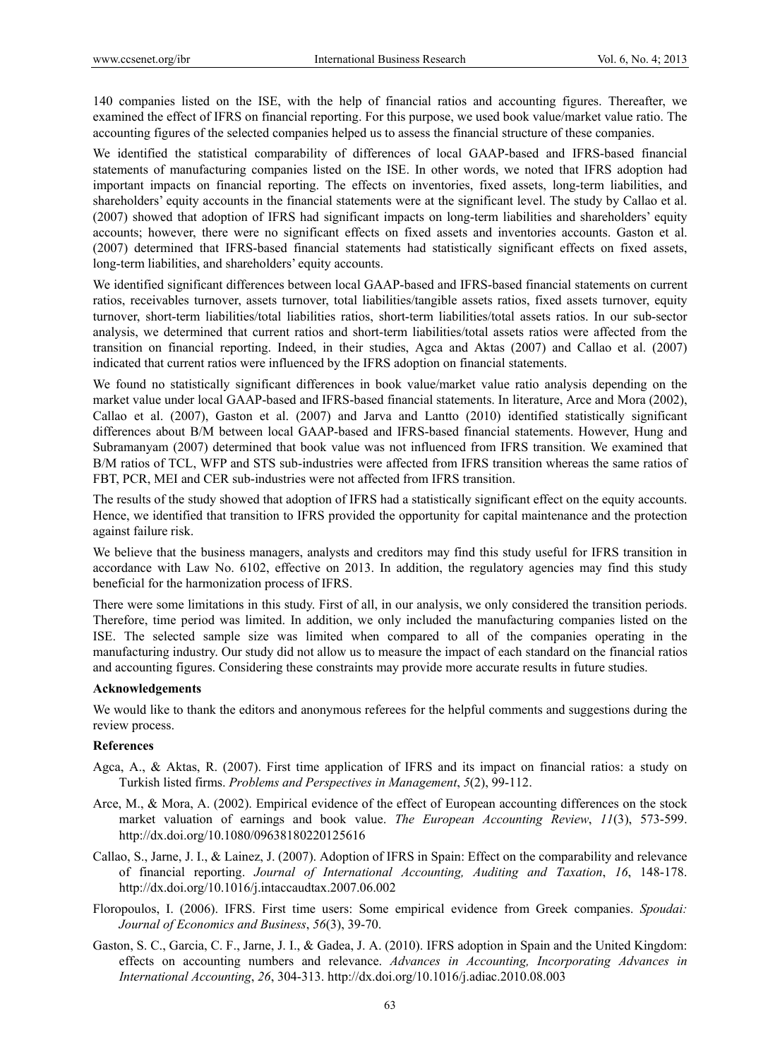140 companies listed on the ISE, with the help of financial ratios and accounting figures. Thereafter, we examined the effect of IFRS on financial reporting. For this purpose, we used book value/market value ratio. The accounting figures of the selected companies helped us to assess the financial structure of these companies.

We identified the statistical comparability of differences of local GAAP-based and IFRS-based financial statements of manufacturing companies listed on the ISE. In other words, we noted that IFRS adoption had important impacts on financial reporting. The effects on inventories, fixed assets, long-term liabilities, and shareholders' equity accounts in the financial statements were at the significant level. The study by Callao et al. (2007) showed that adoption of IFRS had significant impacts on long-term liabilities and shareholders' equity accounts; however, there were no significant effects on fixed assets and inventories accounts. Gaston et al. (2007) determined that IFRS-based financial statements had statistically significant effects on fixed assets, long-term liabilities, and shareholders' equity accounts.

We identified significant differences between local GAAP-based and IFRS-based financial statements on current ratios, receivables turnover, assets turnover, total liabilities/tangible assets ratios, fixed assets turnover, equity turnover, short-term liabilities/total liabilities ratios, short-term liabilities/total assets ratios. In our sub-sector analysis, we determined that current ratios and short-term liabilities/total assets ratios were affected from the transition on financial reporting. Indeed, in their studies, Agca and Aktas (2007) and Callao et al. (2007) indicated that current ratios were influenced by the IFRS adoption on financial statements.

We found no statistically significant differences in book value/market value ratio analysis depending on the market value under local GAAP-based and IFRS-based financial statements. In literature, Arce and Mora (2002), Callao et al. (2007), Gaston et al. (2007) and Jarva and Lantto (2010) identified statistically significant differences about B/M between local GAAP-based and IFRS-based financial statements. However, Hung and Subramanyam (2007) determined that book value was not influenced from IFRS transition. We examined that B/M ratios of TCL, WFP and STS sub-industries were affected from IFRS transition whereas the same ratios of FBT, PCR, MEI and CER sub-industries were not affected from IFRS transition.

The results of the study showed that adoption of IFRS had a statistically significant effect on the equity accounts. Hence, we identified that transition to IFRS provided the opportunity for capital maintenance and the protection against failure risk.

We believe that the business managers, analysts and creditors may find this study useful for IFRS transition in accordance with Law No. 6102, effective on 2013. In addition, the regulatory agencies may find this study beneficial for the harmonization process of IFRS.

There were some limitations in this study. First of all, in our analysis, we only considered the transition periods. Therefore, time period was limited. In addition, we only included the manufacturing companies listed on the ISE. The selected sample size was limited when compared to all of the companies operating in the manufacturing industry. Our study did not allow us to measure the impact of each standard on the financial ratios and accounting figures. Considering these constraints may provide more accurate results in future studies.

**Acknowledgements**

We would like to thank the editors and anonymous referees for the helpful comments and suggestions during the review process.

**References**

Agca, A., & Aktas, R. (2007). First time application of IFRS and its impact on financial ratios: a study on Turkish listed firms. *Problems and Perspectives in Management*, *5*(2), 99-112.

Arce, M., & Mora, A. (2002). Empirical evidence of the effect of European accounting differences on the stock market valuation of earnings and book value. *The European Accounting Review*, *11*(3), 573-599. http://dx.doi.org/10.1080/09638180220125616

Callao, S., Jarne, J. I., & Lainez, J. (2007). Adoption of IFRS in Spain: Effect on the comparability and relevance of financial reporting. *Journal of International Accounting, Auditing and Taxation*, *16*, 148-178. http://dx.doi.org/10.1016/j.intaccaudtax.2007.06.002

Floropoulos, I. (2006). IFRS. First time users: Some empirical evidence from Greek companies. *Spoudai: Journal of Economics and Business*, *56*(3), 39-70.

Gaston, S. C., Garcia, C. F., Jarne, J. I., & Gadea, J. A. (2010). IFRS adoption in Spain and the United Kingdom: effects on accounting numbers and relevance. *Advances in Accounting, Incorporating Advances in International Accounting*, *26*, 304-313. http://dx.doi.org/10.1016/j.adiac.2010.08.003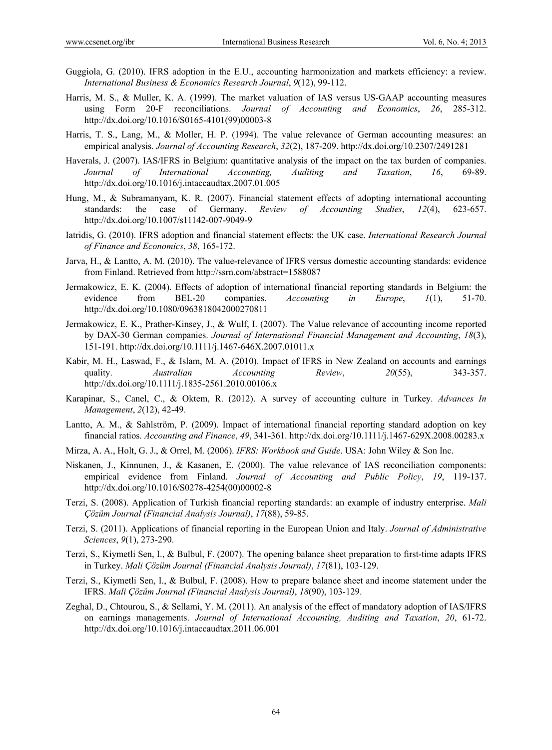Guggiola, G. (2010). IFRS adoption in the E.U., accounting harmonization and markets efficiency: a review. *International Business & Economics Research Journal*, *9*(12), 99-112.

Harris, M. S., & Muller, K. A. (1999). The market valuation of IAS versus US-GAAP accounting measures using Form 20-F reconciliations. *Journal of Accounting and Economics*, *26*, 285-312. http://dx.doi.org/10.1016/S0165-4101(99)00003-8

Harris, T. S., Lang, M., & Moller, H. P. (1994). The value relevance of German accounting measures: an empirical analysis. *Journal of Accounting Research*, *32*(2), 187-209. http://dx.doi.org/10.2307/2491281

Haverals, J. (2007). IAS/IFRS in Belgium: quantitative analysis of the impact on the tax burden of companies. *Journal of International Accounting, Auditing and Taxation*, *16*, 69-89. http://dx.doi.org/10.1016/j.intaccaudtax.2007.01.005

Hung, M., & Subramanyam, K. R. (2007). Financial statement effects of adopting international accounting standards: the case of Germany. *Review of Accounting Studies*, *12*(4), 623-657. http://dx.doi.org/10.1007/s11142-007-9049-9

Iatridis, G. (2010). IFRS adoption and financial statement effects: the UK case. *International Research Journal of Finance and Economics*, *38*, 165-172.

Jarva, H., & Lantto, A. M. (2010). The value-relevance of IFRS versus domestic accounting standards: evidence from Finland. Retrieved from http://ssrn.com/abstract=1588087

Jermakowicz, E. K. (2004). Effects of adoption of international financial reporting standards in Belgium: the evidence from BEL-20 companies. *Accounting in Europe*, *1*(1), 51-70. http://dx.doi.org/10.1080/0963818042000270811

Jermakowicz, E. K., Prather-Kinsey, J., & Wulf, I. (2007). The Value relevance of accounting income reported by DAX-30 German companies. *Journal of International Financial Management and Accounting*, *18*(3), 151-191. http://dx.doi.org/10.1111/j.1467-646X.2007.01011.x

Kabir, M. H., Laswad, F., & Islam, M. A. (2010). Impact of IFRS in New Zealand on accounts and earnings quality. *Australian Accounting Review*, *20*(55), 343-357. http://dx.doi.org/10.1111/j.1835-2561.2010.00106.x

Karapinar, S., Canel, C., & Oktem, R. (2012). A survey of accounting culture in Turkey. *Advances In Management*, *2*(12), 42-49.

Lantto, A. M., & Sahlström, P. (2009). Impact of international financial reporting standard adoption on key financial ratios. *Accounting and Finance*, *49*, 341-361. http://dx.doi.org/10.1111/j.1467-629X.2008.00283.x

Mirza, A. A., Holt, G. J., & Orrel, M. (2006). *IFRS: Workbook and Guide*. USA: John Wiley & Son Inc.

Niskanen, J., Kinnunen, J., & Kasanen, E. (2000). The value relevance of IAS reconciliation components: empirical evidence from Finland. *Journal of Accounting and Public Policy*, *19*, 119-137. http://dx.doi.org/10.1016/S0278-4254(00)00002-8

Terzi, S. (2008). Application of Turkish financial reporting standards: an example of industry enterprise. *Mali Çözüm Journal (Financial Analysis Journal)*, *17*(88), 59-85.

Terzi, S. (2011). Applications of financial reporting in the European Union and Italy. *Journal of Administrative Sciences*, *9*(1), 273-290.

Terzi, S., Kiymetli Sen, I., & Bulbul, F. (2007). The opening balance sheet preparation to first-time adapts IFRS in Turkey. *Mali Çözüm Journal (Financial Analysis Journal)*, *17*(81), 103-129.

Terzi, S., Kiymetli Sen, I., & Bulbul, F. (2008). How to prepare balance sheet and income statement under the IFRS. *Mali Çözüm Journal (Financial Analysis Journal)*, *18*(90), 103-129.

Zeghal, D., Chtourou, S., & Sellami, Y. M. (2011). An analysis of the effect of mandatory adoption of IAS/IFRS on earnings managements. *Journal of International Accounting, Auditing and Taxation*, *20*, 61-72. http://dx.doi.org/10.1016/j.intaccaudtax.2011.06.001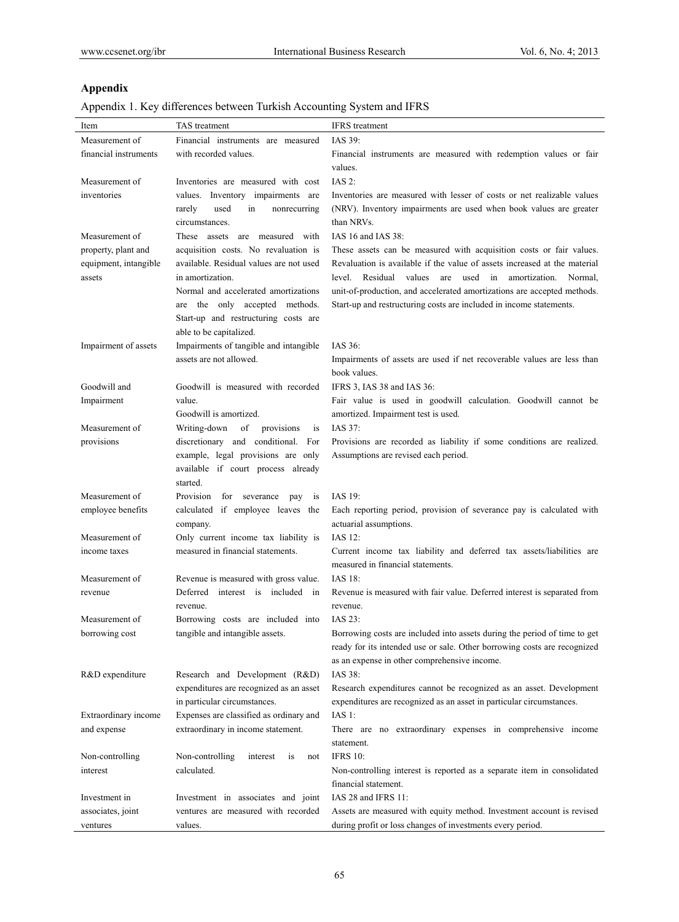## Appendix

Appendix 1. Key differences between Turkish Accounting System and IFRS

| Item | TAS treatment | IFRS treatment |
|---|---|---|
| Measurement of financial instruments | Financial instruments are measured with recorded values. | IAS 39: Financial instruments are measured with redemption values or fair values. |
| Measurement of inventories | Inventories are measured with cost values. Inventory impairments are rarely used in nonrecurring circumstances. | IAS 2: Inventories are measured with lesser of costs or net realizable values (NRV). Inventory impairments are used when book values are greater than NRVs. |
| Measurement of property, plant and equipment, intangible assets | These assets are measured with acquisition costs. No revaluation is available. Residual values are not used in amortization. Normal and accelerated amortizations are the only accepted methods. Start-up and restructuring costs are able to be capitalized. | IAS 16 and IAS 38: These assets can be measured with acquisition costs or fair values. Revaluation is available if the value of assets increased at the material level. Residual values are used in amortization. Normal, unit-of-production, and accelerated amortizations are accepted methods. Start-up and restructuring costs are included in income statements. |
| Impairment of assets | Impairments of tangible and intangible assets are not allowed. | IAS 36: Impairments of assets are used if net recoverable values are less than book values. |
| Goodwill and Impairment | Goodwill is measured with recorded value. Goodwill is amortized. | IFRS 3, IAS 38 and IAS 36: Fair value is used in goodwill calculation. Goodwill cannot be amortized. Impairment test is used. |
| Measurement of provisions | Writing-down of provisions is discretionary and conditional. For example, legal provisions are only available if court process already started. | IAS 37: Provisions are recorded as liability if some conditions are realized. Assumptions are revised each period. |
| Measurement of employee benefits | Provision for severance pay is calculated if employee leaves the company. | IAS 19: Each reporting period, provision of severance pay is calculated with actuarial assumptions. |
| Measurement of income taxes | Only current income tax liability is measured in financial statements. | IAS 12: Current income tax liability and deferred tax assets/liabilities are measured in financial statements. |
| Measurement of revenue | Revenue is measured with gross value. Deferred interest is included in revenue. | IAS 18: Revenue is measured with fair value. Deferred interest is separated from revenue. |
| Measurement of borrowing cost | Borrowing costs are included into tangible and intangible assets. | IAS 23: Borrowing costs are included into assets during the period of time to get ready for its intended use or sale. Other borrowing costs are recognized as an expense in other comprehensive income. |
| R&D expenditure | Research and Development (R&D) expenditures are recognized as an asset in particular circumstances. | IAS 38: Research expenditures cannot be recognized as an asset. Development expenditures are recognized as an asset in particular circumstances. |
| Extraordinary income and expense | Expenses are classified as ordinary and extraordinary in income statement. | IAS 1: There are no extraordinary expenses in comprehensive income statement. |
| Non-controlling interest | Non-controlling interest is not calculated. | IFRS 10: Non-controlling interest is reported as a separate item in consolidated financial statement. |
| Investment in associates, joint ventures | Investment in associates and joint ventures are measured with recorded values. | IAS 28 and IFRS 11: Assets are measured with equity method. Investment account is revised during profit or loss changes of investments every period. |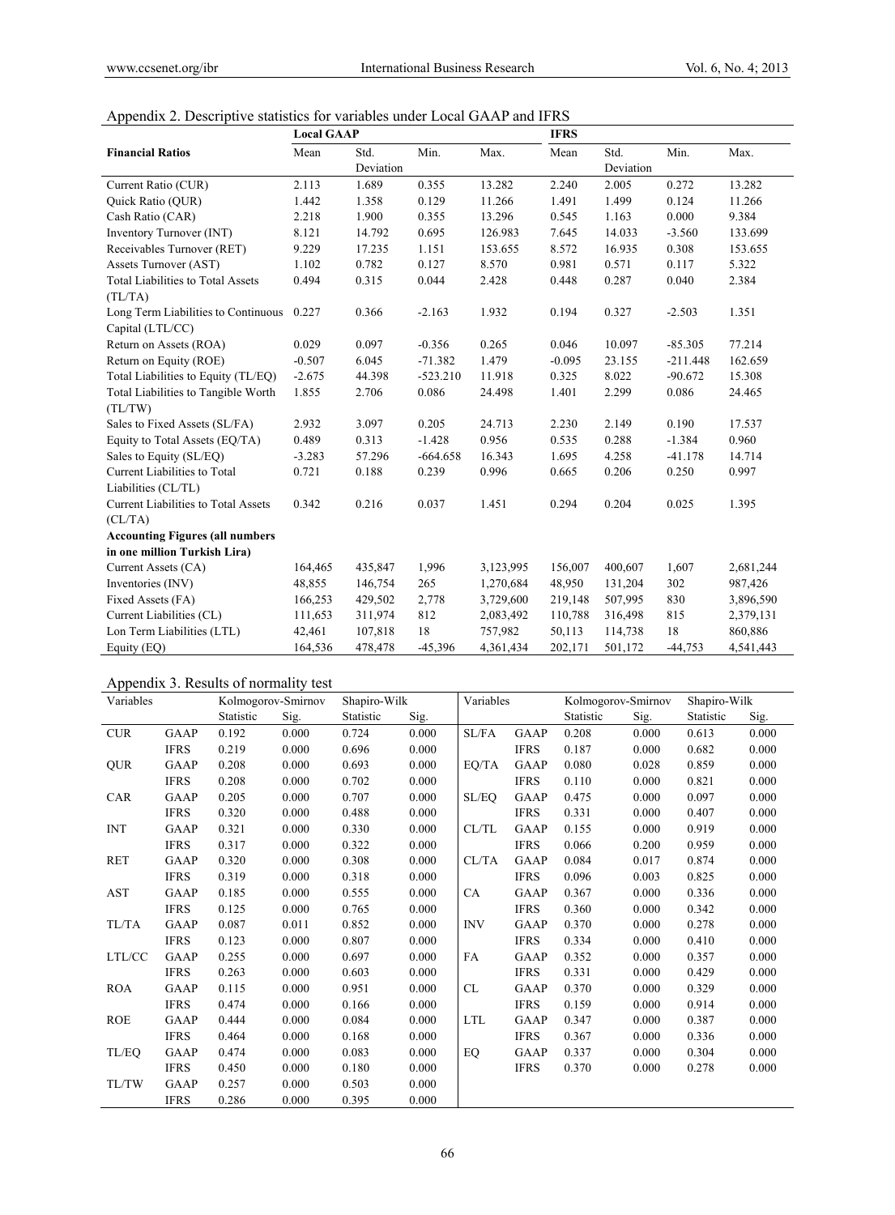Appendix 2. Descriptive statistics for variables under Local GAAP and IFRS

| | Local GAAP | | | | IFRS | | | |
|---|---|---|---|---|---|---|---|---|
| **Financial Ratios** | Mean | Std. Deviation | Min. | Max. | Mean | Std. Deviation | Min. | Max. |
| Current Ratio (CUR) | 2.113 | 1.689 | 0.355 | 13.282 | 2.240 | 2.005 | 0.272 | 13.282 |
| Quick Ratio (QUR) | 1.442 | 1.358 | 0.129 | 11.266 | 1.491 | 1.499 | 0.124 | 11.266 |
| Cash Ratio (CAR) | 2.218 | 1.900 | 0.355 | 13.296 | 0.545 | 1.163 | 0.000 | 9.384 |
| Inventory Turnover (INT) | 8.121 | 14.792 | 0.695 | 126.983 | 7.645 | 14.033 | -3.560 | 133.699 |
| Receivables Turnover (RET) | 9.229 | 17.235 | 1.151 | 153.655 | 8.572 | 16.935 | 0.308 | 153.655 |
| Assets Turnover (AST) | 1.102 | 0.782 | 0.127 | 8.570 | 0.981 | 0.571 | 0.117 | 5.322 |
| Total Liabilities to Total Assets (TL/TA) | 0.494 | 0.315 | 0.044 | 2.428 | 0.448 | 0.287 | 0.040 | 2.384 |
| Long Term Liabilities to Continuous Capital (LTL/CC) | 0.227 | 0.366 | -2.163 | 1.932 | 0.194 | 0.327 | -2.503 | 1.351 |
| Return on Assets (ROA) | 0.029 | 0.097 | -0.356 | 0.265 | 0.046 | 10.097 | -85.305 | 77.214 |
| Return on Equity (ROE) | -0.507 | 6.045 | -71.382 | 1.479 | -0.095 | 23.155 | -211.448 | 162.659 |
| Total Liabilities to Equity (TL/EQ) | -2.675 | 44.398 | -523.210 | 11.918 | 0.325 | 8.022 | -90.672 | 15.308 |
| Total Liabilities to Tangible Worth (TL/TW) | 1.855 | 2.706 | 0.086 | 24.498 | 1.401 | 2.299 | 0.086 | 24.465 |
| Sales to Fixed Assets (SL/FA) | 2.932 | 3.097 | 0.205 | 24.713 | 2.230 | 2.149 | 0.190 | 17.537 |
| Equity to Total Assets (EQ/TA) | 0.489 | 0.313 | -1.428 | 0.956 | 0.535 | 0.288 | -1.384 | 0.960 |
| Sales to Equity (SL/EQ) | -3.283 | 57.296 | -664.658 | 16.343 | 1.695 | 4.258 | -41.178 | 14.714 |
| Current Liabilities to Total Liabilities (CL/TL) | 0.721 | 0.188 | 0.239 | 0.996 | 0.665 | 0.206 | 0.250 | 0.997 |
| Current Liabilities to Total Assets (CL/TA) | 0.342 | 0.216 | 0.037 | 1.451 | 0.294 | 0.204 | 0.025 | 1.395 |
| **Accounting Figures (all numbers in one million Turkish Lira)** | | | | | | | | |
| Current Assets (CA) | 164,465 | 435,847 | 1,996 | 3,123,995 | 156,007 | 400,607 | 1,607 | 2,681,244 |
| Inventories (INV) | 48,855 | 146,754 | 265 | 1,270,684 | 48,950 | 131,204 | 302 | 987,426 |
| Fixed Assets (FA) | 166,253 | 429,502 | 2,778 | 3,729,600 | 219,148 | 507,995 | 830 | 3,896,590 |
| Current Liabilities (CL) | 111,653 | 311,974 | 812 | 2,083,492 | 110,788 | 316,498 | 815 | 2,379,131 |
| Lon Term Liabilities (LTL) | 42,461 | 107,818 | 18 | 757,982 | 50,113 | 114,738 | 18 | 860,886 |
| Equity (EQ) | 164,536 | 478,478 | -45,396 | 4,361,434 | 202,171 | 501,172 | -44,753 | 4,541,443 |

Appendix 3. Results of normality test

| Variables | | Kolmogorov-Smirnov | | Shapiro-Wilk | | Variables | | Kolmogorov-Smirnov | | Shapiro-Wilk | |
|---|---|---|---|---|---|---|---|---|---|---|---|
| | | Statistic | Sig. | Statistic | Sig. | | | Statistic | Sig. | Statistic | Sig. |
| CUR | GAAP | 0.192 | 0.000 | 0.724 | 0.000 | SL/FA | GAAP | 0.208 | 0.000 | 0.613 | 0.000 |
| | IFRS | 0.219 | 0.000 | 0.696 | 0.000 | | IFRS | 0.187 | 0.000 | 0.682 | 0.000 |
| QUR | GAAP | 0.208 | 0.000 | 0.693 | 0.000 | EQ/TA | GAAP | 0.080 | 0.028 | 0.859 | 0.000 |
| | IFRS | 0.208 | 0.000 | 0.702 | 0.000 | | IFRS | 0.110 | 0.000 | 0.821 | 0.000 |
| CAR | GAAP | 0.205 | 0.000 | 0.707 | 0.000 | SL/EQ | GAAP | 0.475 | 0.000 | 0.097 | 0.000 |
| | IFRS | 0.320 | 0.000 | 0.488 | 0.000 | | IFRS | 0.331 | 0.000 | 0.407 | 0.000 |
| INT | GAAP | 0.321 | 0.000 | 0.330 | 0.000 | CL/TL | GAAP | 0.155 | 0.000 | 0.919 | 0.000 |
| | IFRS | 0.317 | 0.000 | 0.322 | 0.000 | | IFRS | 0.066 | 0.200 | 0.959 | 0.000 |
| RET | GAAP | 0.320 | 0.000 | 0.308 | 0.000 | CL/TA | GAAP | 0.084 | 0.017 | 0.874 | 0.000 |
| | IFRS | 0.319 | 0.000 | 0.318 | 0.000 | | IFRS | 0.096 | 0.003 | 0.825 | 0.000 |
| AST | GAAP | 0.185 | 0.000 | 0.555 | 0.000 | CA | GAAP | 0.367 | 0.000 | 0.336 | 0.000 |
| | IFRS | 0.125 | 0.000 | 0.765 | 0.000 | | IFRS | 0.360 | 0.000 | 0.342 | 0.000 |
| TL/TA | GAAP | 0.087 | 0.011 | 0.852 | 0.000 | INV | GAAP | 0.370 | 0.000 | 0.278 | 0.000 |
| | IFRS | 0.123 | 0.000 | 0.807 | 0.000 | | IFRS | 0.334 | 0.000 | 0.410 | 0.000 |
| LTL/CC | GAAP | 0.255 | 0.000 | 0.697 | 0.000 | FA | GAAP | 0.352 | 0.000 | 0.357 | 0.000 |
| | IFRS | 0.263 | 0.000 | 0.603 | 0.000 | | IFRS | 0.331 | 0.000 | 0.429 | 0.000 |
| ROA | GAAP | 0.115 | 0.000 | 0.951 | 0.000 | CL | GAAP | 0.370 | 0.000 | 0.329 | 0.000 |
| | IFRS | 0.474 | 0.000 | 0.166 | 0.000 | | IFRS | 0.159 | 0.000 | 0.914 | 0.000 |
| ROE | GAAP | 0.444 | 0.000 | 0.084 | 0.000 | LTL | GAAP | 0.347 | 0.000 | 0.387 | 0.000 |
| | IFRS | 0.464 | 0.000 | 0.168 | 0.000 | | IFRS | 0.367 | 0.000 | 0.336 | 0.000 |
| TL/EQ | GAAP | 0.474 | 0.000 | 0.083 | 0.000 | EQ | GAAP | 0.337 | 0.000 | 0.304 | 0.000 |
| | IFRS | 0.450 | 0.000 | 0.180 | 0.000 | | IFRS | 0.370 | 0.000 | 0.278 | 0.000 |
| TL/TW | GAAP | 0.257 | 0.000 | 0.503 | 0.000 | | | | | | |
| | IFRS | 0.286 | 0.000 | 0.395 | 0.000 | | | | | | |